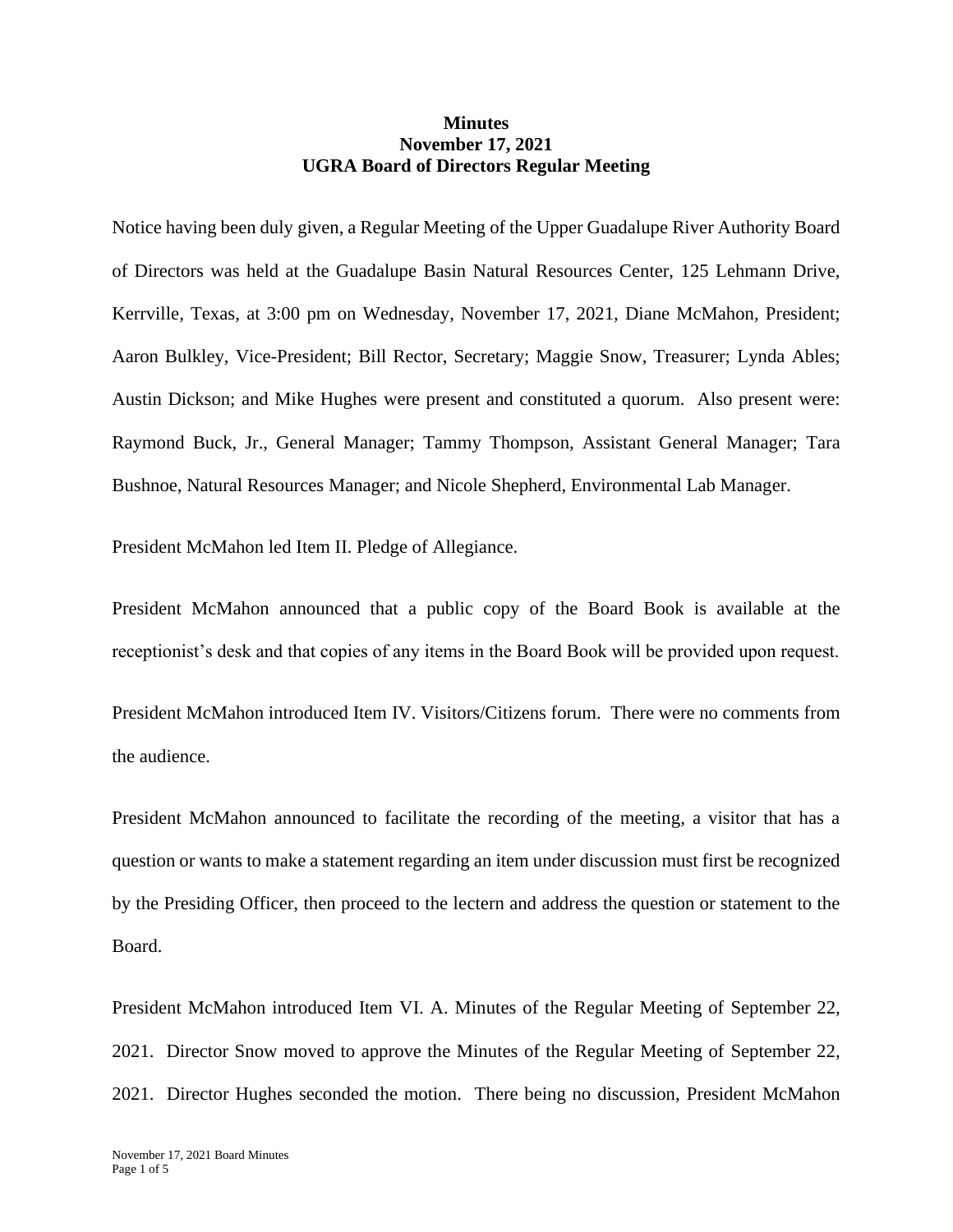**Minutes**
**November 17, 2021**
**UGRA Board of Directors Regular Meeting**

Notice having been duly given, a Regular Meeting of the Upper Guadalupe River Authority Board of Directors was held at the Guadalupe Basin Natural Resources Center, 125 Lehmann Drive, Kerrville, Texas, at 3:00 pm on Wednesday, November 17, 2021, Diane McMahon, President; Aaron Bulkley, Vice-President; Bill Rector, Secretary; Maggie Snow, Treasurer; Lynda Ables; Austin Dickson; and Mike Hughes were present and constituted a quorum. Also present were: Raymond Buck, Jr., General Manager; Tammy Thompson, Assistant General Manager; Tara Bushnoe, Natural Resources Manager; and Nicole Shepherd, Environmental Lab Manager.

President McMahon led Item II. Pledge of Allegiance.

President McMahon announced that a public copy of the Board Book is available at the receptionist's desk and that copies of any items in the Board Book will be provided upon request.

President McMahon introduced Item IV. Visitors/Citizens forum. There were no comments from the audience.

President McMahon announced to facilitate the recording of the meeting, a visitor that has a question or wants to make a statement regarding an item under discussion must first be recognized by the Presiding Officer, then proceed to the lectern and address the question or statement to the Board.

President McMahon introduced Item VI. A. Minutes of the Regular Meeting of September 22, 2021. Director Snow moved to approve the Minutes of the Regular Meeting of September 22, 2021. Director Hughes seconded the motion. There being no discussion, President McMahon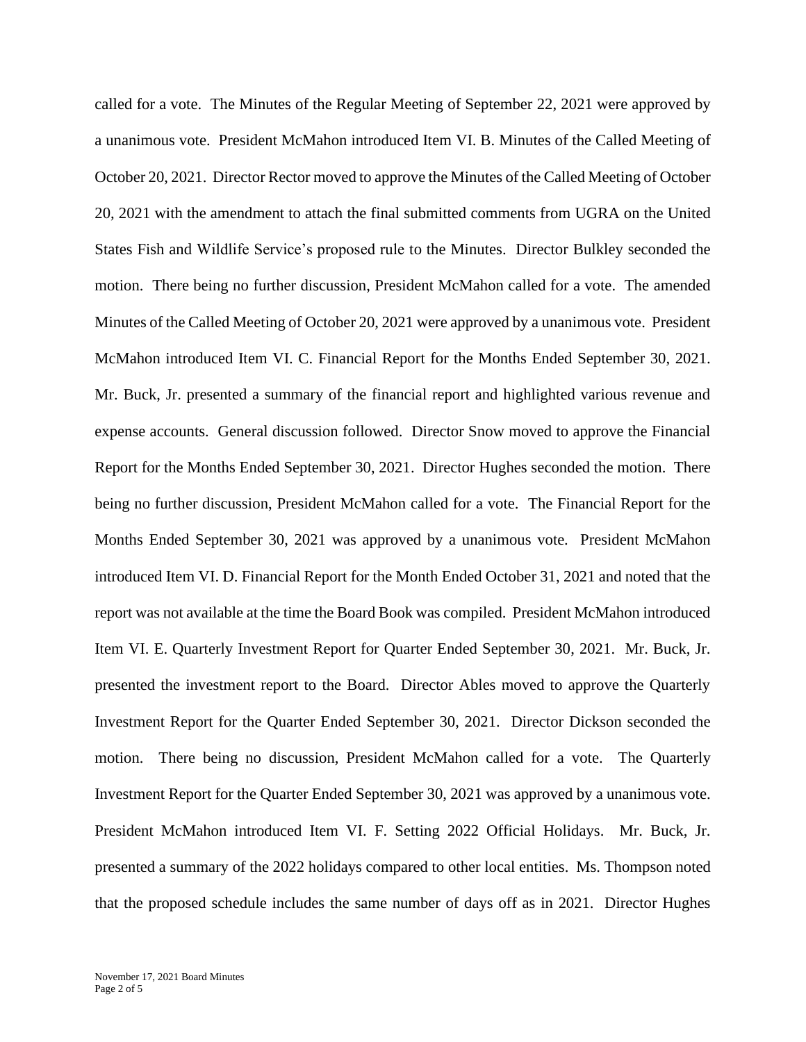called for a vote. The Minutes of the Regular Meeting of September 22, 2021 were approved by a unanimous vote. President McMahon introduced Item VI. B. Minutes of the Called Meeting of October 20, 2021. Director Rector moved to approve the Minutes of the Called Meeting of October 20, 2021 with the amendment to attach the final submitted comments from UGRA on the United States Fish and Wildlife Service's proposed rule to the Minutes. Director Bulkley seconded the motion. There being no further discussion, President McMahon called for a vote. The amended Minutes of the Called Meeting of October 20, 2021 were approved by a unanimous vote. President McMahon introduced Item VI. C. Financial Report for the Months Ended September 30, 2021. Mr. Buck, Jr. presented a summary of the financial report and highlighted various revenue and expense accounts. General discussion followed. Director Snow moved to approve the Financial Report for the Months Ended September 30, 2021. Director Hughes seconded the motion. There being no further discussion, President McMahon called for a vote. The Financial Report for the Months Ended September 30, 2021 was approved by a unanimous vote. President McMahon introduced Item VI. D. Financial Report for the Month Ended October 31, 2021 and noted that the report was not available at the time the Board Book was compiled. President McMahon introduced Item VI. E. Quarterly Investment Report for Quarter Ended September 30, 2021. Mr. Buck, Jr. presented the investment report to the Board. Director Ables moved to approve the Quarterly Investment Report for the Quarter Ended September 30, 2021. Director Dickson seconded the motion. There being no discussion, President McMahon called for a vote. The Quarterly Investment Report for the Quarter Ended September 30, 2021 was approved by a unanimous vote. President McMahon introduced Item VI. F. Setting 2022 Official Holidays. Mr. Buck, Jr. presented a summary of the 2022 holidays compared to other local entities. Ms. Thompson noted that the proposed schedule includes the same number of days off as in 2021. Director Hughes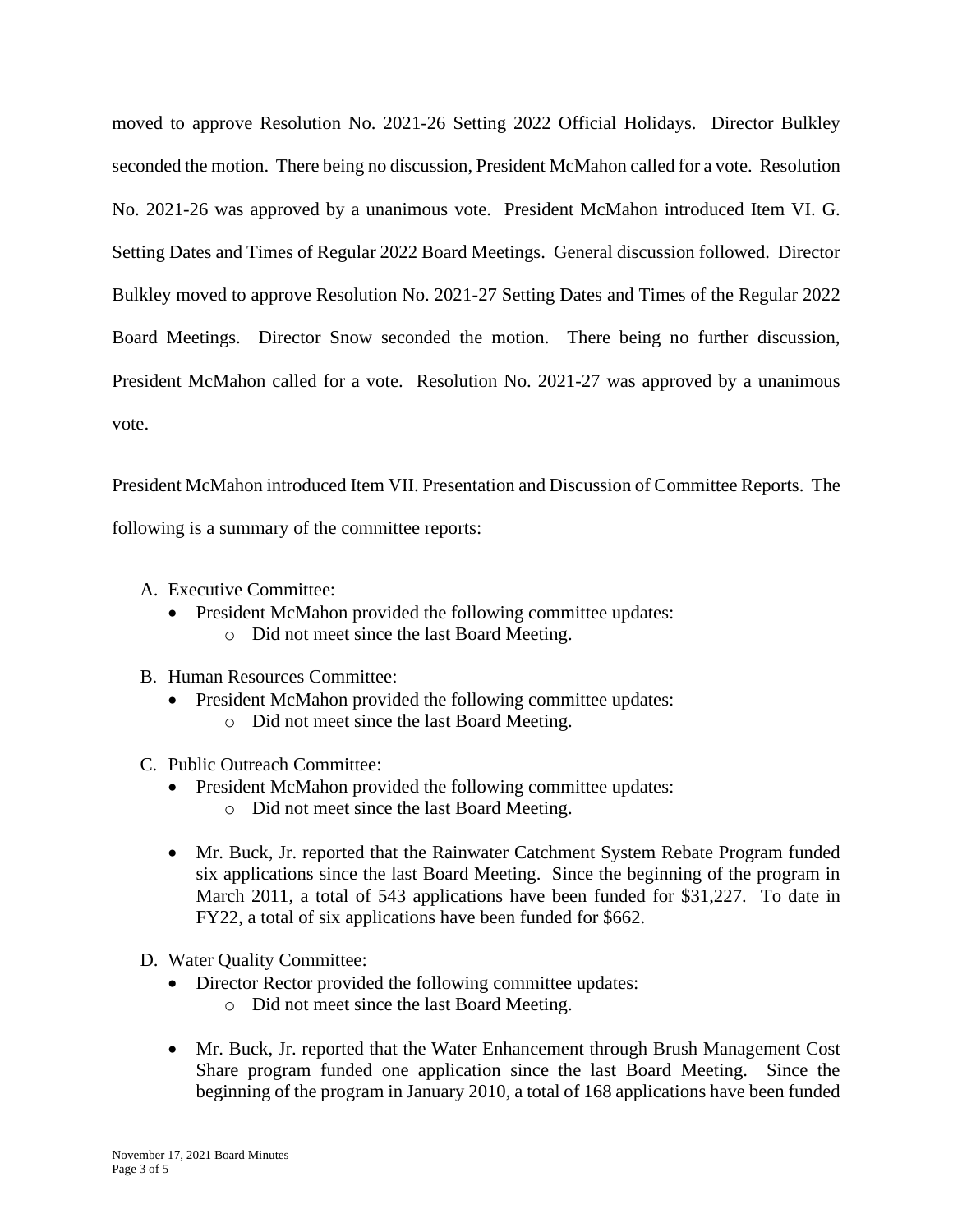moved to approve Resolution No. 2021-26 Setting 2022 Official Holidays. Director Bulkley seconded the motion. There being no discussion, President McMahon called for a vote. Resolution No. 2021-26 was approved by a unanimous vote. President McMahon introduced Item VI. G. Setting Dates and Times of Regular 2022 Board Meetings. General discussion followed. Director Bulkley moved to approve Resolution No. 2021-27 Setting Dates and Times of the Regular 2022 Board Meetings. Director Snow seconded the motion. There being no further discussion, President McMahon called for a vote. Resolution No. 2021-27 was approved by a unanimous vote.

President McMahon introduced Item VII. Presentation and Discussion of Committee Reports. The following is a summary of the committee reports:

A. Executive Committee:
   - President McMahon provided the following committee updates:
     - Did not meet since the last Board Meeting.

B. Human Resources Committee:
   - President McMahon provided the following committee updates:
     - Did not meet since the last Board Meeting.

C. Public Outreach Committee:
   - President McMahon provided the following committee updates:
     - Did not meet since the last Board Meeting.
   - Mr. Buck, Jr. reported that the Rainwater Catchment System Rebate Program funded six applications since the last Board Meeting. Since the beginning of the program in March 2011, a total of 543 applications have been funded for $31,227. To date in FY22, a total of six applications have been funded for $662.

D. Water Quality Committee:
   - Director Rector provided the following committee updates:
     - Did not meet since the last Board Meeting.
   - Mr. Buck, Jr. reported that the Water Enhancement through Brush Management Cost Share program funded one application since the last Board Meeting. Since the beginning of the program in January 2010, a total of 168 applications have been funded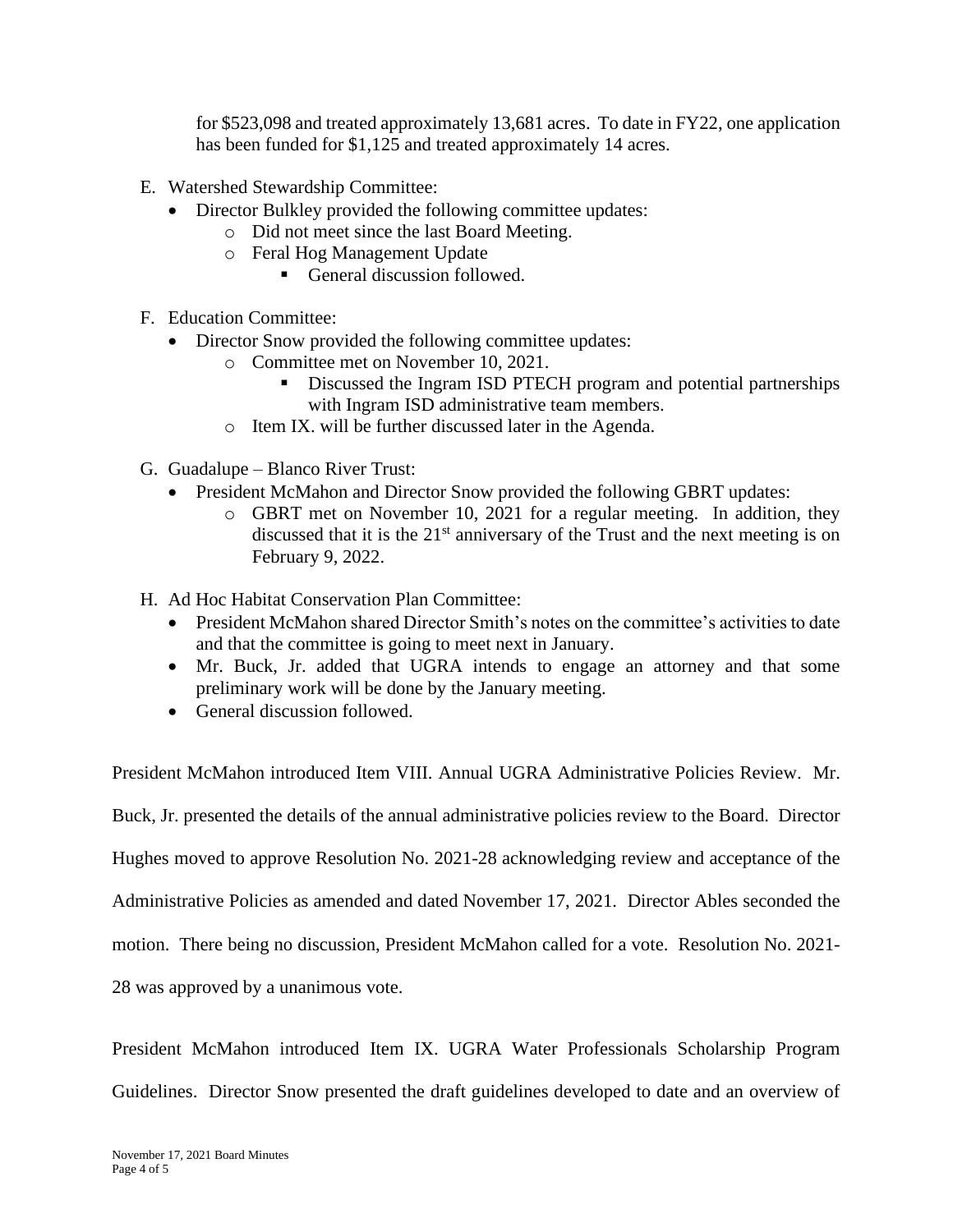for \$523,098 and treated approximately 13,681 acres. To date in FY22, one application has been funded for \$1,125 and treated approximately 14 acres.

E. Watershed Stewardship Committee:
- Director Bulkley provided the following committee updates:
  - Did not meet since the last Board Meeting.
  - Feral Hog Management Update
    - General discussion followed.

F. Education Committee:
- Director Snow provided the following committee updates:
  - Committee met on November 10, 2021.
    - Discussed the Ingram ISD PTECH program and potential partnerships with Ingram ISD administrative team members.
  - Item IX. will be further discussed later in the Agenda.

G. Guadalupe – Blanco River Trust:
- President McMahon and Director Snow provided the following GBRT updates:
  - GBRT met on November 10, 2021 for a regular meeting. In addition, they discussed that it is the 21st anniversary of the Trust and the next meeting is on February 9, 2022.

H. Ad Hoc Habitat Conservation Plan Committee:
- President McMahon shared Director Smith's notes on the committee's activities to date and that the committee is going to meet next in January.
- Mr. Buck, Jr. added that UGRA intends to engage an attorney and that some preliminary work will be done by the January meeting.
- General discussion followed.

President McMahon introduced Item VIII. Annual UGRA Administrative Policies Review. Mr. Buck, Jr. presented the details of the annual administrative policies review to the Board. Director Hughes moved to approve Resolution No. 2021-28 acknowledging review and acceptance of the Administrative Policies as amended and dated November 17, 2021. Director Ables seconded the motion. There being no discussion, President McMahon called for a vote. Resolution No. 2021-28 was approved by a unanimous vote.

President McMahon introduced Item IX. UGRA Water Professionals Scholarship Program Guidelines. Director Snow presented the draft guidelines developed to date and an overview of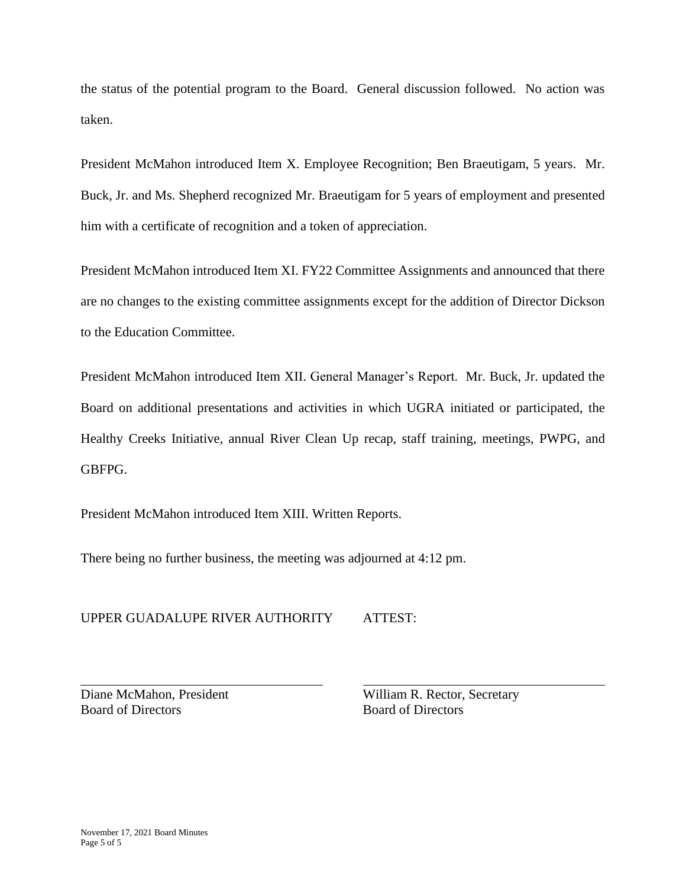the status of the potential program to the Board. General discussion followed. No action was taken.

President McMahon introduced Item X. Employee Recognition; Ben Braeutigam, 5 years. Mr. Buck, Jr. and Ms. Shepherd recognized Mr. Braeutigam for 5 years of employment and presented him with a certificate of recognition and a token of appreciation.

President McMahon introduced Item XI. FY22 Committee Assignments and announced that there are no changes to the existing committee assignments except for the addition of Director Dickson to the Education Committee.

President McMahon introduced Item XII. General Manager's Report. Mr. Buck, Jr. updated the Board on additional presentations and activities in which UGRA initiated or participated, the Healthy Creeks Initiative, annual River Clean Up recap, staff training, meetings, PWPG, and GBFPG.

President McMahon introduced Item XIII. Written Reports.

There being no further business, the meeting was adjourned at 4:12 pm.

UPPER GUADALUPE RIVER AUTHORITY          ATTEST:

\_\_\_\_\_\_\_\_\_\_\_\_\_\_\_\_\_\_\_\_\_\_\_\_\_\_\_\_\_\_          \_\_\_\_\_\_\_\_\_\_\_\_\_\_\_\_\_\_\_\_\_\_\_\_\_\_\_\_\_\_

Diane McMahon, President
Board of Directors

William R. Rector, Secretary
Board of Directors